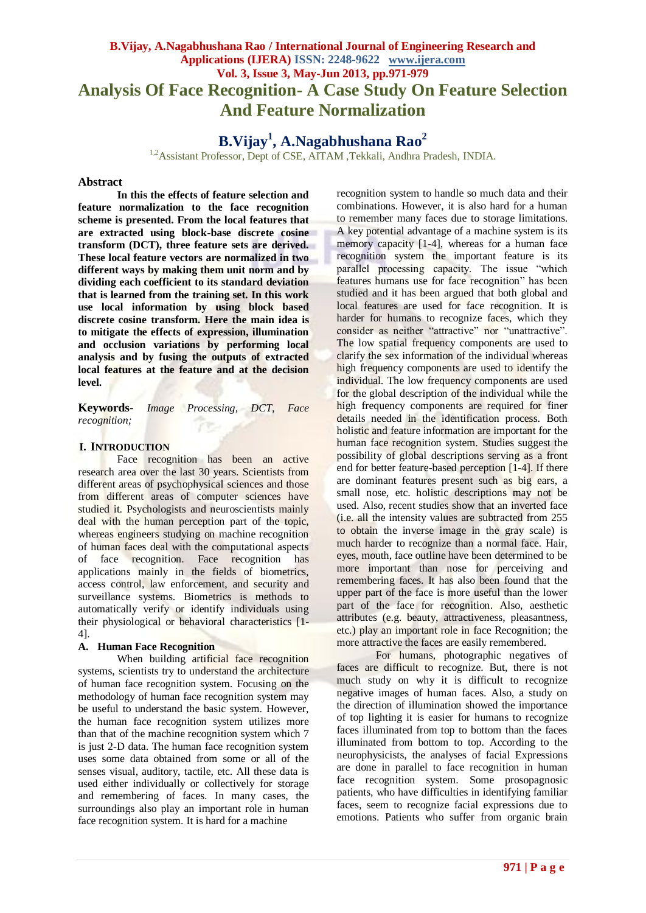# Analysis Of Face Recognition- A Case Study On Feature Selection And Feature Normalization

**B.Vijay[1], A.Nagabhushana Rao[2]**

[1,2]Assistant Professor, Dept of CSE, AITAM ,Tekkali, Andhra Pradesh, INDIA.

## Abstract

**In this the effects of feature selection and feature normalization to the face recognition scheme is presented. From the local features that are extracted using block-base discrete cosine transform (DCT), three feature sets are derived. These local feature vectors are normalized in two different ways by making them unit norm and by dividing each coefficient to its standard deviation that is learned from the training set. In this work use local information by using block based discrete cosine transform. Here the main idea is to mitigate the effects of expression, illumination and occlusion variations by performing local analysis and by fusing the outputs of extracted local features at the feature and at the decision level.**

**Keywords-** *Image Processing, DCT, Face recognition;*

## I. Introduction

Face recognition has been an active research area over the last 30 years. Scientists from different areas of psychophysical sciences and those from different areas of computer sciences have studied it. Psychologists and neuroscientists mainly deal with the human perception part of the topic, whereas engineers studying on machine recognition of human faces deal with the computational aspects of face recognition. Face recognition has applications mainly in the fields of biometrics, access control, law enforcement, and security and surveillance systems. Biometrics is methods to automatically verify or identify individuals using their physiological or behavioral characteristics [1-4].

### A. Human Face Recognition

When building artificial face recognition systems, scientists try to understand the architecture of human face recognition system. Focusing on the methodology of human face recognition system may be useful to understand the basic system. However, the human face recognition system utilizes more than that of the machine recognition system which 7 is just 2-D data. The human face recognition system uses some data obtained from some or all of the senses visual, auditory, tactile, etc. All these data is used either individually or collectively for storage and remembering of faces. In many cases, the surroundings also play an important role in human face recognition system. It is hard for a machine recognition system to handle so much data and their combinations. However, it is also hard for a human to remember many faces due to storage limitations. A key potential advantage of a machine system is its memory capacity [1-4], whereas for a human face recognition system the important feature is its parallel processing capacity. The issue "which features humans use for face recognition" has been studied and it has been argued that both global and local features are used for face recognition. It is harder for humans to recognize faces, which they consider as neither "attractive" nor "unattractive". The low spatial frequency components are used to clarify the sex information of the individual whereas high frequency components are used to identify the individual. The low frequency components are used for the global description of the individual while the high frequency components are required for finer details needed in the identification process. Both holistic and feature information are important for the human face recognition system. Studies suggest the possibility of global descriptions serving as a front end for better feature-based perception [1-4]. If there are dominant features present such as big ears, a small nose, etc. holistic descriptions may not be used. Also, recent studies show that an inverted face (i.e. all the intensity values are subtracted from 255 to obtain the inverse image in the gray scale) is much harder to recognize than a normal face. Hair, eyes, mouth, face outline have been determined to be more important than nose for perceiving and remembering faces. It has also been found that the upper part of the face is more useful than the lower part of the face for recognition. Also, aesthetic attributes (e.g. beauty, attractiveness, pleasantness, etc.) play an important role in face Recognition; the more attractive the faces are easily remembered.

For humans, photographic negatives of faces are difficult to recognize. But, there is not much study on why it is difficult to recognize negative images of human faces. Also, a study on the direction of illumination showed the importance of top lighting it is easier for humans to recognize faces illuminated from top to bottom than the faces illuminated from bottom to top. According to the neurophysicists, the analyses of facial Expressions are done in parallel to face recognition in human face recognition system. Some prosopagnosic patients, who have difficulties in identifying familiar faces, seem to recognize facial expressions due to emotions. Patients who suffer from organic brain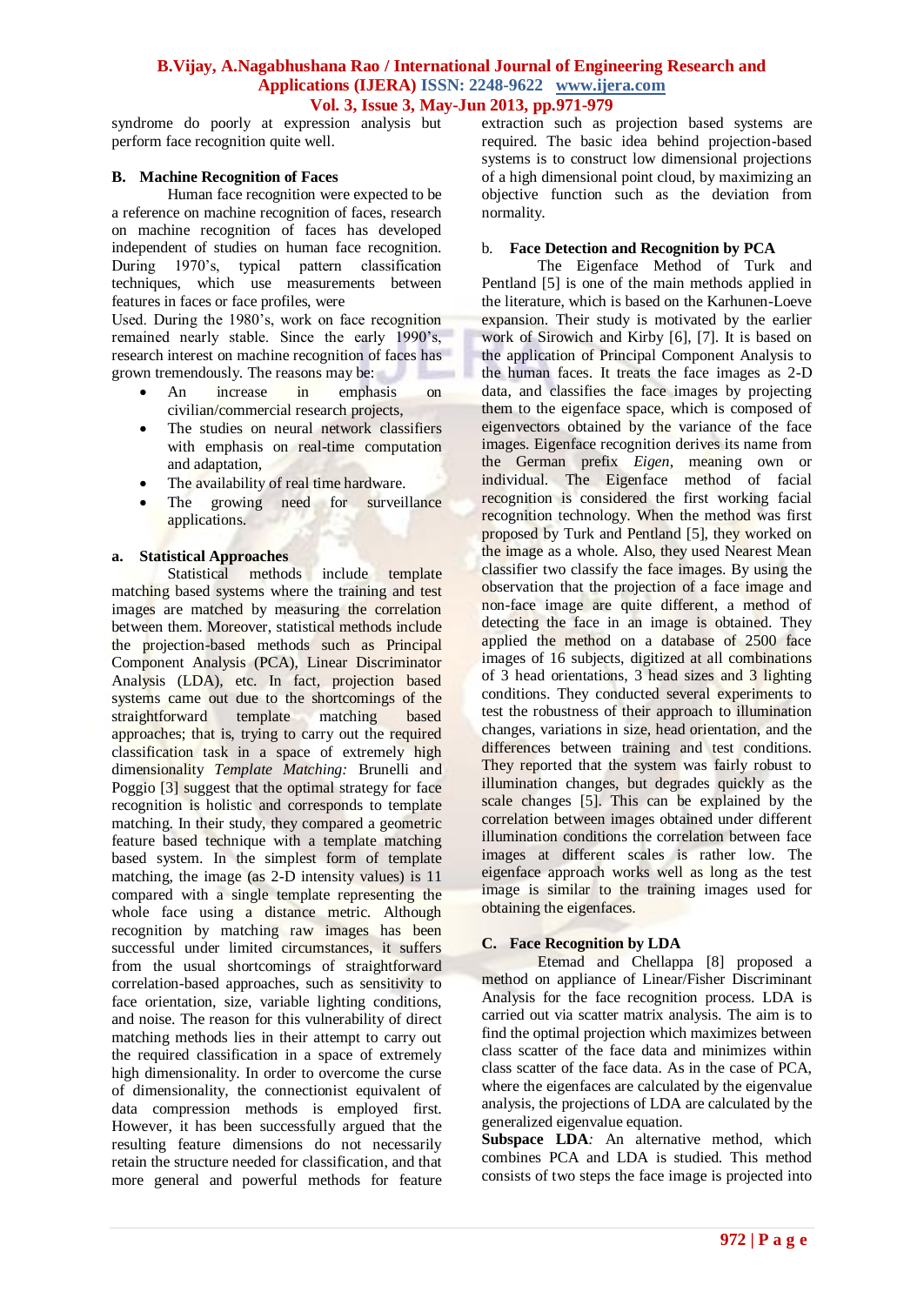syndrome do poorly at expression analysis but perform face recognition quite well.

### B. Machine Recognition of Faces

Human face recognition were expected to be a reference on machine recognition of faces, research on machine recognition of faces has developed independent of studies on human face recognition. During 1970's, typical pattern classification techniques, which use measurements between features in faces or face profiles, were Used. During the 1980's, work on face recognition remained nearly stable. Since the early 1990's, research interest on machine recognition of faces has grown tremendously. The reasons may be:

- An increase in emphasis on civilian/commercial research projects,
- The studies on neural network classifiers with emphasis on real-time computation and adaptation,
- The availability of real time hardware.
- The growing need for surveillance applications.

#### a. Statistical Approaches

Statistical methods include template matching based systems where the training and test images are matched by measuring the correlation between them. Moreover, statistical methods include the projection-based methods such as Principal Component Analysis (PCA), Linear Discriminator Analysis (LDA), etc. In fact, projection based systems came out due to the shortcomings of the straightforward template matching based approaches; that is, trying to carry out the required classification task in a space of extremely high dimensionality *Template Matching:* Brunelli and Poggio [3] suggest that the optimal strategy for face recognition is holistic and corresponds to template matching. In their study, they compared a geometric feature based technique with a template matching based system. In the simplest form of template matching, the image (as 2-D intensity values) is 11 compared with a single template representing the whole face using a distance metric. Although recognition by matching raw images has been successful under limited circumstances, it suffers from the usual shortcomings of straightforward correlation-based approaches, such as sensitivity to face orientation, size, variable lighting conditions, and noise. The reason for this vulnerability of direct matching methods lies in their attempt to carry out the required classification in a space of extremely high dimensionality. In order to overcome the curse of dimensionality, the connectionist equivalent of data compression methods is employed first. However, it has been successfully argued that the resulting feature dimensions do not necessarily retain the structure needed for classification, and that more general and powerful methods for feature extraction such as projection based systems are required. The basic idea behind projection-based systems is to construct low dimensional projections of a high dimensional point cloud, by maximizing an objective function such as the deviation from normality.

#### b. Face Detection and Recognition by PCA

The Eigenface Method of Turk and Pentland [5] is one of the main methods applied in the literature, which is based on the Karhunen-Loeve expansion. Their study is motivated by the earlier work of Sirowich and Kirby [6], [7]. It is based on the application of Principal Component Analysis to the human faces. It treats the face images as 2-D data, and classifies the face images by projecting them to the eigenface space, which is composed of eigenvectors obtained by the variance of the face images. Eigenface recognition derives its name from the German prefix *Eigen*, meaning own or individual. The Eigenface method of facial recognition is considered the first working facial recognition technology. When the method was first proposed by Turk and Pentland [5], they worked on the image as a whole. Also, they used Nearest Mean classifier two classify the face images. By using the observation that the projection of a face image and non-face image are quite different, a method of detecting the face in an image is obtained. They applied the method on a database of 2500 face images of 16 subjects, digitized at all combinations of 3 head orientations, 3 head sizes and 3 lighting conditions. They conducted several experiments to test the robustness of their approach to illumination changes, variations in size, head orientation, and the differences between training and test conditions. They reported that the system was fairly robust to illumination changes, but degrades quickly as the scale changes [5]. This can be explained by the correlation between images obtained under different illumination conditions the correlation between face images at different scales is rather low. The eigenface approach works well as long as the test image is similar to the training images used for obtaining the eigenfaces.

### C. Face Recognition by LDA

Etemad and Chellappa [8] proposed a method on appliance of Linear/Fisher Discriminant Analysis for the face recognition process. LDA is carried out via scatter matrix analysis. The aim is to find the optimal projection which maximizes between class scatter of the face data and minimizes within class scatter of the face data. As in the case of PCA, where the eigenfaces are calculated by the eigenvalue analysis, the projections of LDA are calculated by the generalized eigenvalue equation.

**Subspace LDA***:* An alternative method, which combines PCA and LDA is studied. This method consists of two steps the face image is projected into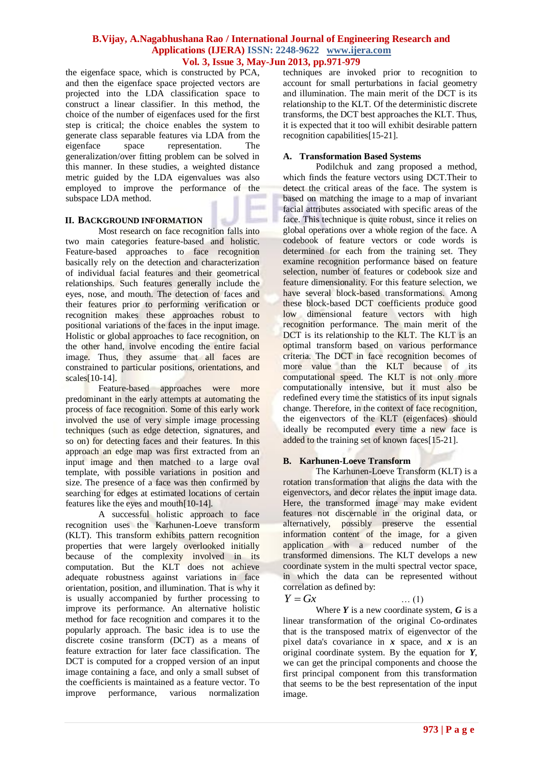the eigenface space, which is constructed by PCA, and then the eigenface space projected vectors are projected into the LDA classification space to construct a linear classifier. In this method, the choice of the number of eigenfaces used for the first step is critical; the choice enables the system to generate class separable features via LDA from the eigenface space representation. The generalization/over fitting problem can be solved in this manner. In these studies, a weighted distance metric guided by the LDA eigenvalues was also employed to improve the performance of the subspace LDA method.

## II. BACKGROUND INFORMATION

Most research on face recognition falls into two main categories feature-based and holistic. Feature-based approaches to face recognition basically rely on the detection and characterization of individual facial features and their geometrical relationships. Such features generally include the eyes, nose, and mouth. The detection of faces and their features prior to performing verification or recognition makes these approaches robust to positional variations of the faces in the input image. Holistic or global approaches to face recognition, on the other hand, involve encoding the entire facial image. Thus, they assume that all faces are constrained to particular positions, orientations, and scales[10-14].

Feature-based approaches were more predominant in the early attempts at automating the process of face recognition. Some of this early work involved the use of very simple image processing techniques (such as edge detection, signatures, and so on) for detecting faces and their features. In this approach an edge map was first extracted from an input image and then matched to a large oval template, with possible variations in position and size. The presence of a face was then confirmed by searching for edges at estimated locations of certain features like the eyes and mouth[10-14].

A successful holistic approach to face recognition uses the Karhunen-Loeve transform (KLT). This transform exhibits pattern recognition properties that were largely overlooked initially because of the complexity involved in its computation. But the KLT does not achieve adequate robustness against variations in face orientation, position, and illumination. That is why it is usually accompanied by further processing to improve its performance. An alternative holistic method for face recognition and compares it to the popularly approach. The basic idea is to use the discrete cosine transform (DCT) as a means of feature extraction for later face classification. The DCT is computed for a cropped version of an input image containing a face, and only a small subset of the coefficients is maintained as a feature vector. To improve performance, various normalization techniques are invoked prior to recognition to account for small perturbations in facial geometry and illumination. The main merit of the DCT is its relationship to the KLT. Of the deterministic discrete transforms, the DCT best approaches the KLT. Thus, it is expected that it too will exhibit desirable pattern recognition capabilities[15-21].

### A. Transformation Based Systems

Podilchuk and zang proposed a method, which finds the feature vectors using DCT.Their to detect the critical areas of the face. The system is based on matching the image to a map of invariant facial attributes associated with specific areas of the face. This technique is quite robust, since it relies on global operations over a whole region of the face. A codebook of feature vectors or code words is determined for each from the training set. They examine recognition performance based on feature selection, number of features or codebook size and feature dimensionality. For this feature selection, we have several block-based transformations. Among these block-based DCT coefficients produce good low dimensional feature vectors with high recognition performance. The main merit of the DCT is its relationship to the KLT. The KLT is an optimal transform based on various performance criteria. The DCT in face recognition becomes of more value than the KLT because of its computational speed. The KLT is not only more computationally intensive, but it must also be redefined every time the statistics of its input signals change. Therefore, in the context of face recognition, the eigenvectors of the KLT (eigenfaces) should ideally be recomputed every time a new face is added to the training set of known faces[15-21].

### B. Karhunen-Loeve Transform

The Karhunen-Loeve Transform (KLT) is a rotation transformation that aligns the data with the eigenvectors, and decor relates the input image data. Here, the transformed image may make evident features not discernable in the original data, or alternatively, possibly preserve the essential information content of the image, for a given application with a reduced number of the transformed dimensions. The KLT develops a new coordinate system in the multi spectral vector space, in which the data can be represented without correlation as defined by:

$$Y = Gx \qquad \ldots (1)$$

Where $\boldsymbol{Y}$ is a new coordinate system, $\boldsymbol{G}$ is a linear transformation of the original Co-ordinates that is the transposed matrix of eigenvector of the pixel data's covariance in $\boldsymbol{x}$ space, and $\boldsymbol{x}$ is an original coordinate system. By the equation for $\boldsymbol{Y}$, we can get the principal components and choose the first principal component from this transformation that seems to be the best representation of the input image.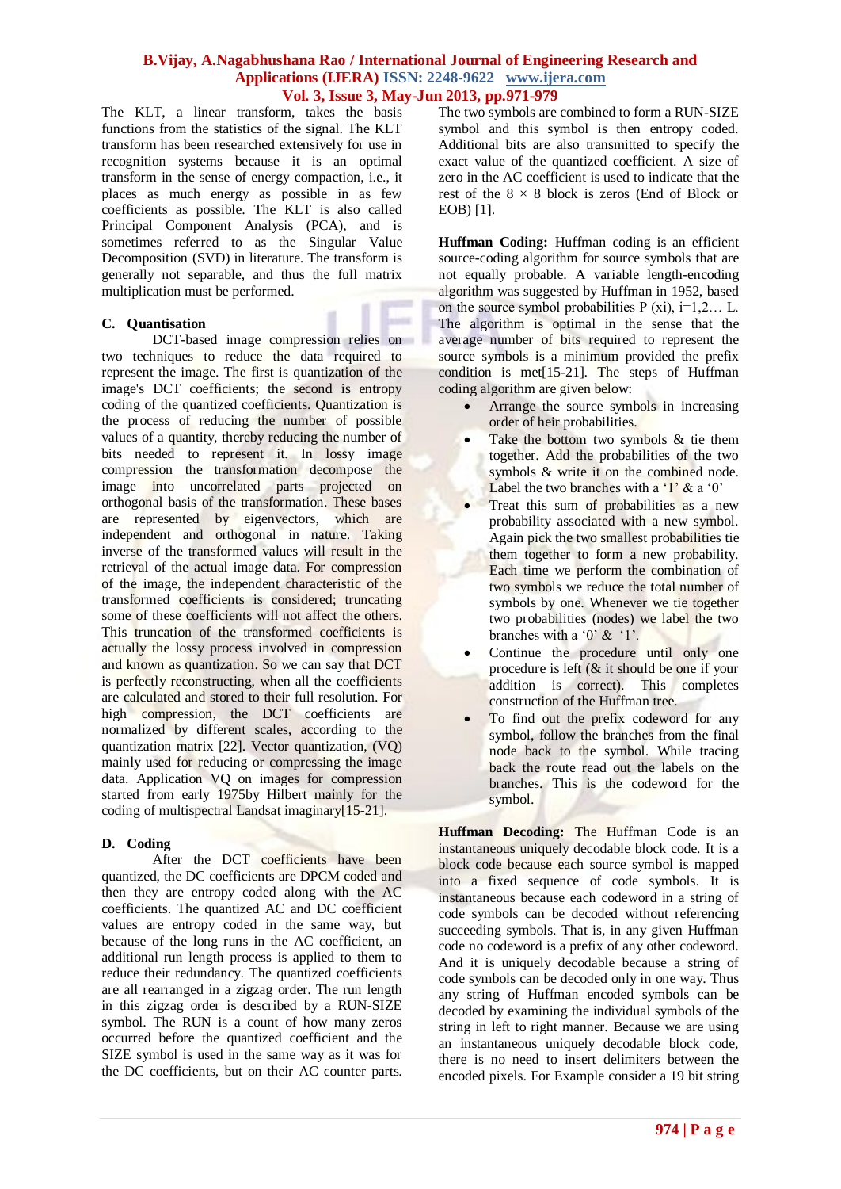The KLT, a linear transform, takes the basis functions from the statistics of the signal. The KLT transform has been researched extensively for use in recognition systems because it is an optimal transform in the sense of energy compaction, i.e., it places as much energy as possible in as few coefficients as possible. The KLT is also called Principal Component Analysis (PCA), and is sometimes referred to as the Singular Value Decomposition (SVD) in literature. The transform is generally not separable, and thus the full matrix multiplication must be performed.

### C. Quantisation

DCT-based image compression relies on two techniques to reduce the data required to represent the image. The first is quantization of the image's DCT coefficients; the second is entropy coding of the quantized coefficients. Quantization is the process of reducing the number of possible values of a quantity, thereby reducing the number of bits needed to represent it. In lossy image compression the transformation decompose the image into uncorrelated parts projected on orthogonal basis of the transformation. These bases are represented by eigenvectors, which are independent and orthogonal in nature. Taking inverse of the transformed values will result in the retrieval of the actual image data. For compression of the image, the independent characteristic of the transformed coefficients is considered; truncating some of these coefficients will not affect the others. This truncation of the transformed coefficients is actually the lossy process involved in compression and known as quantization. So we can say that DCT is perfectly reconstructing, when all the coefficients are calculated and stored to their full resolution. For high compression, the DCT coefficients are normalized by different scales, according to the quantization matrix [22]. Vector quantization, (VQ) mainly used for reducing or compressing the image data. Application VQ on images for compression started from early 1975by Hilbert mainly for the coding of multispectral Landsat imaginary[15-21].

### D. Coding

After the DCT coefficients have been quantized, the DC coefficients are DPCM coded and then they are entropy coded along with the AC coefficients. The quantized AC and DC coefficient values are entropy coded in the same way, but because of the long runs in the AC coefficient, an additional run length process is applied to them to reduce their redundancy. The quantized coefficients are all rearranged in a zigzag order. The run length in this zigzag order is described by a RUN-SIZE symbol. The RUN is a count of how many zeros occurred before the quantized coefficient and the SIZE symbol is used in the same way as it was for the DC coefficients, but on their AC counter parts. The two symbols are combined to form a RUN-SIZE symbol and this symbol is then entropy coded. Additional bits are also transmitted to specify the exact value of the quantized coefficient. A size of zero in the AC coefficient is used to indicate that the rest of the $8 \times 8$ block is zeros (End of Block or EOB) [1].

**Huffman Coding:** Huffman coding is an efficient source-coding algorithm for source symbols that are not equally probable. A variable length-encoding algorithm was suggested by Huffman in 1952, based on the source symbol probabilities P (xi), i=1,2… L. The algorithm is optimal in the sense that the average number of bits required to represent the source symbols is a minimum provided the prefix condition is met[15-21]. The steps of Huffman coding algorithm are given below:

- Arrange the source symbols in increasing order of heir probabilities.
- Take the bottom two symbols & tie them together. Add the probabilities of the two symbols & write it on the combined node. Label the two branches with a '1' & a '0'
- Treat this sum of probabilities as a new probability associated with a new symbol. Again pick the two smallest probabilities tie them together to form a new probability. Each time we perform the combination of two symbols we reduce the total number of symbols by one. Whenever we tie together two probabilities (nodes) we label the two branches with a '0' & '1'.
- Continue the procedure until only one procedure is left (& it should be one if your addition is correct). This completes construction of the Huffman tree.
- To find out the prefix codeword for any symbol, follow the branches from the final node back to the symbol. While tracing back the route read out the labels on the branches. This is the codeword for the symbol.

**Huffman Decoding:** The Huffman Code is an instantaneous uniquely decodable block code. It is a block code because each source symbol is mapped into a fixed sequence of code symbols. It is instantaneous because each codeword in a string of code symbols can be decoded without referencing succeeding symbols. That is, in any given Huffman code no codeword is a prefix of any other codeword. And it is uniquely decodable because a string of code symbols can be decoded only in one way. Thus any string of Huffman encoded symbols can be decoded by examining the individual symbols of the string in left to right manner. Because we are using an instantaneous uniquely decodable block code, there is no need to insert delimiters between the encoded pixels. For Example consider a 19 bit string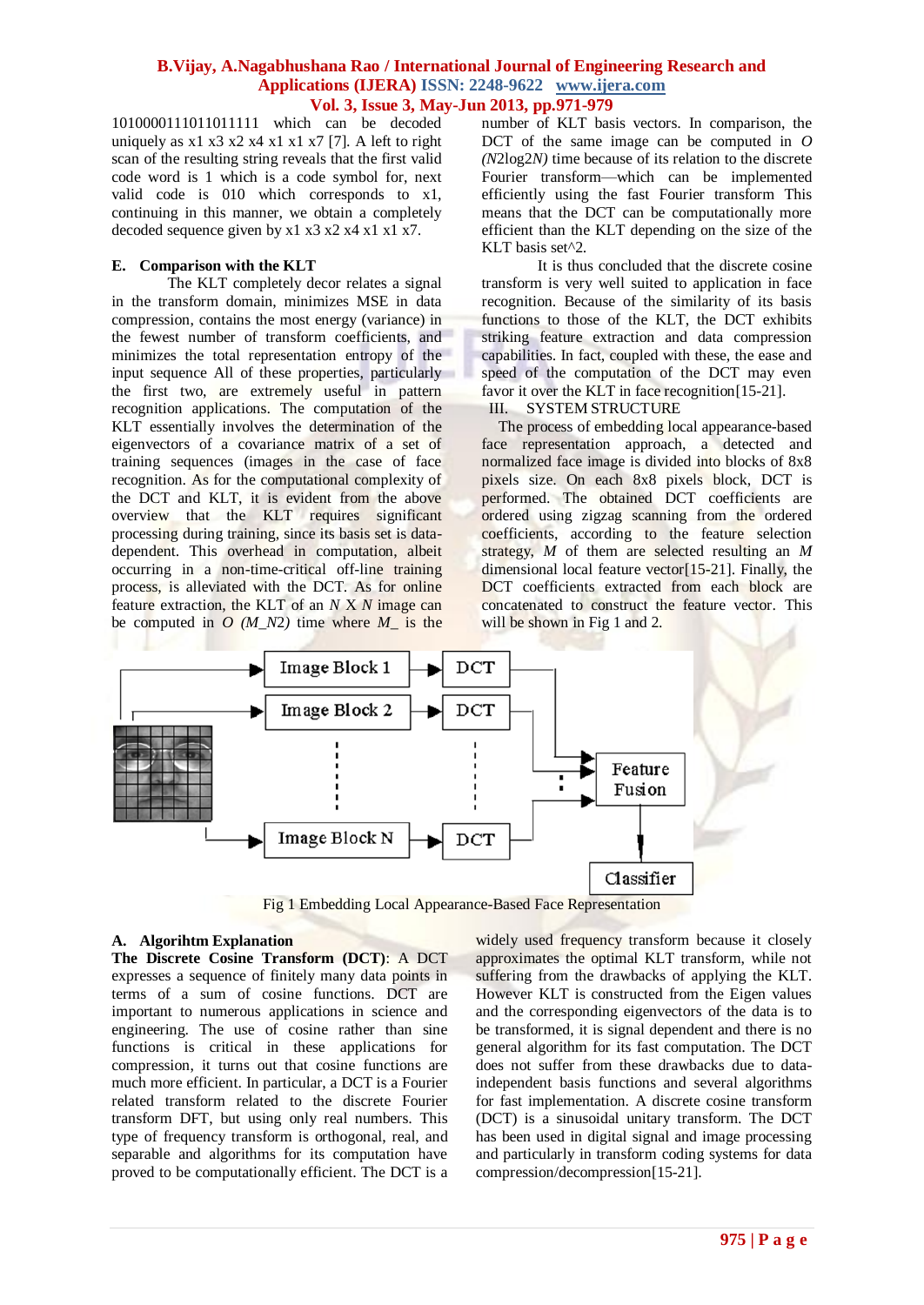1010000111011011111 which can be decoded uniquely as x1 x3 x2 x4 x1 x1 x7 [7]. A left to right scan of the resulting string reveals that the first valid code word is 1 which is a code symbol for, next valid code is 010 which corresponds to x1, continuing in this manner, we obtain a completely decoded sequence given by x1 x3 x2 x4 x1 x1 x7.

### E. Comparison with the KLT

The KLT completely decor relates a signal in the transform domain, minimizes MSE in data compression, contains the most energy (variance) in the fewest number of transform coefficients, and minimizes the total representation entropy of the input sequence All of these properties, particularly the first two, are extremely useful in pattern recognition applications. The computation of the KLT essentially involves the determination of the eigenvectors of a covariance matrix of a set of training sequences (images in the case of face recognition. As for the computational complexity of the DCT and KLT, it is evident from the above overview that the KLT requires significant processing during training, since its basis set is data-dependent. This overhead in computation, albeit occurring in a non-time-critical off-line training process, is alleviated with the DCT. As for online feature extraction, the KLT of an $N$ X $N$ image can be computed in $O$ *(M_N2)* time where *M_* is the number of KLT basis vectors. In comparison, the DCT of the same image can be computed in $O$ *(N2log2N)* time because of its relation to the discrete Fourier transform—which can be implemented efficiently using the fast Fourier transform This means that the DCT can be computationally more efficient than the KLT depending on the size of the KLT basis set^2.

It is thus concluded that the discrete cosine transform is very well suited to application in face recognition. Because of the similarity of its basis functions to those of the KLT, the DCT exhibits striking feature extraction and data compression capabilities. In fact, coupled with these, the ease and speed of the computation of the DCT may even favor it over the KLT in face recognition[15-21].

## III. SYSTEM STRUCTURE

The process of embedding local appearance-based face representation approach, a detected and normalized face image is divided into blocks of 8x8 pixels size. On each 8x8 pixels block, DCT is performed. The obtained DCT coefficients are ordered using zigzag scanning from the ordered coefficients, according to the feature selection strategy, $M$ of them are selected resulting an $M$ dimensional local feature vector[15-21]. Finally, the DCT coefficients extracted from each block are concatenated to construct the feature vector. This will be shown in Fig 1 and 2.

Fig 1 Embedding Local Appearance-Based Face Representation

### A. Algorihtm Explanation

**The Discrete Cosine Transform (DCT)**: A DCT expresses a sequence of finitely many data points in terms of a sum of cosine functions. DCT are important to numerous applications in science and engineering. The use of cosine rather than sine functions is critical in these applications for compression, it turns out that cosine functions are much more efficient. In particular, a DCT is a Fourier related transform related to the discrete Fourier transform DFT, but using only real numbers. This type of frequency transform is orthogonal, real, and separable and algorithms for its computation have proved to be computationally efficient. The DCT is a widely used frequency transform because it closely approximates the optimal KLT transform, while not suffering from the drawbacks of applying the KLT. However KLT is constructed from the Eigen values and the corresponding eigenvectors of the data is to be transformed, it is signal dependent and there is no general algorithm for its fast computation. The DCT does not suffer from these drawbacks due to data-independent basis functions and several algorithms for a fast implementation. A discrete cosine transform (DCT) is a sinusoidal unitary transform. The DCT has been used in digital signal and image processing and particularly in transform coding systems for data compression/decompression[15-21].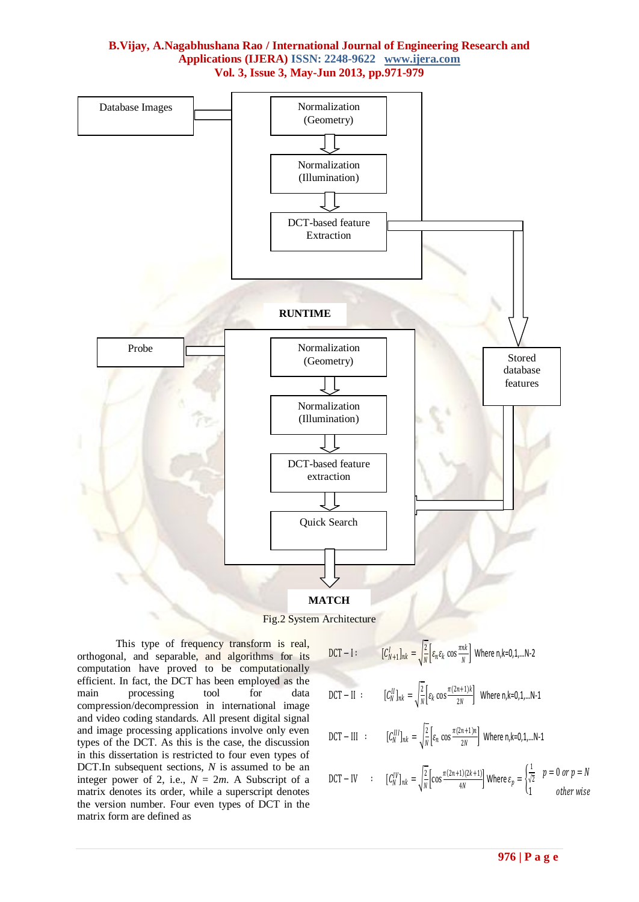Database Images

Normalization (Geometry)

Normalization (Illumination)

DCT-based feature Extraction

RUNTIME

Probe

Normalization (Geometry)

Normalization (Illumination)

DCT-based feature extraction

Quick Search

Stored database features

MATCH

Fig.2 System Architecture

This type of frequency transform is real, orthogonal, and separable, and algorithms for its computation have proved to be computationally efficient. In fact, the DCT has been employed as the main processing tool for data compression/decompression in international image and video coding standards. All present digital signal and image processing applications involve only even types of the DCT. As this is the case, the discussion in this dissertation is restricted to four even types of DCT.In subsequent sections, $N$ is assumed to be an integer power of 2, i.e., $N = 2m$. A Subscript of a matrix denotes its order, while a superscript denotes the version number. Four even types of DCT in the matrix form are defined as

$$\text{DCT} - \text{I}: \quad [C_{N+1}^{I}]_{nk} = \sqrt{\frac{2}{N}}\left[\varepsilon_n \varepsilon_k \cos\frac{\pi nk}{N}\right] \quad \text{Where n,k=0,1,...N-2}$$

$$\text{DCT} - \text{II}: \quad [C_{N}^{II}]_{nk} = \sqrt{\frac{2}{N}}\left[\varepsilon_k \cos\frac{\pi(2n+1)k}{2N}\right] \quad \text{Where n,k=0,1,...N-1}$$

$$\text{DCT} - \text{III}: \quad [C_{N}^{III}]_{nk} = \sqrt{\frac{2}{N}}\left[\varepsilon_n \cos\frac{\pi(2k+1)n}{2N}\right] \quad \text{Where n,k=0,1,...N-1}$$

$$\text{DCT} - \text{IV}: \quad [C_{N}^{IV}]_{nk} = \sqrt{\frac{2}{N}}\left[\cos\frac{\pi(2n+1)(2k+1)}{4N}\right] \quad \text{Where } \varepsilon_p = \begin{cases} \frac{1}{\sqrt{2}} & p = 0 \text{ or } p = N \\ 1 & \text{other wise} \end{cases}$$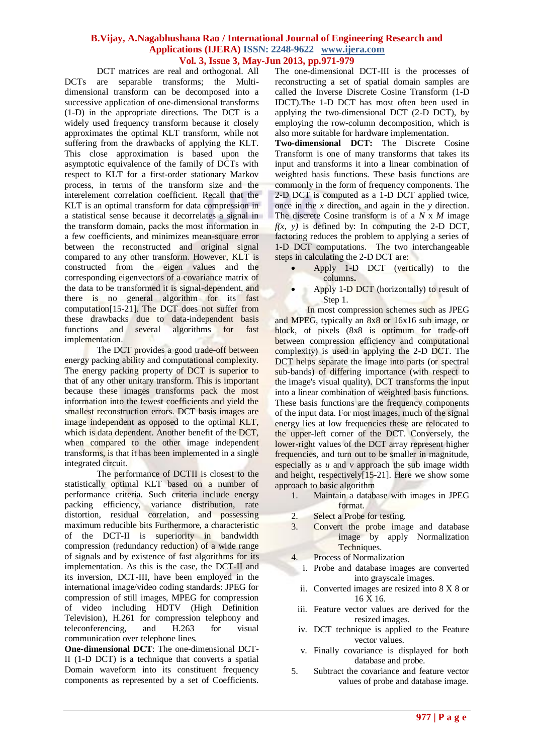DCT matrices are real and orthogonal. All DCTs are separable transforms; the Multi-dimensional transform can be decomposed into a successive application of one-dimensional transforms (1-D) in the appropriate directions. The DCT is a widely used frequency transform because it closely approximates the optimal KLT transform, while not suffering from the drawbacks of applying the KLT. This close approximation is based upon the asymptotic equivalence of the family of DCTs with respect to KLT for a first-order stationary Markov process, in terms of the transform size and the interelement correlation coefficient. Recall that the KLT is an optimal transform for data compression in a statistical sense because it decorrelates a signal in the transform domain, packs the most information in a few coefficients, and minimizes mean-square error between the reconstructed and original signal compared to any other transform. However, KLT is constructed from the eigen values and the corresponding eigenvectors of a covariance matrix of the data to be transformed it is signal-dependent, and there is no general algorithm for its fast computation[15-21]. The DCT does not suffer from these drawbacks due to data-independent basis functions and several algorithms for fast implementation.

The DCT provides a good trade-off between energy packing ability and computational complexity. The energy packing property of DCT is superior to that of any other unitary transform. This is important because these images transforms pack the most information into the fewest coefficients and yield the smallest reconstruction errors. DCT basis images are image independent as opposed to the optimal KLT, which is data dependent. Another benefit of the DCT, when compared to the other image independent transforms, is that it has been implemented in a single integrated circuit.

The performance of DCTII is closest to the statistically optimal KLT based on a number of performance criteria. Such criteria include energy packing efficiency, variance distribution, rate distortion, residual correlation, and possessing maximum reducible bits Furthermore, a characteristic of the DCT-II is superiority in bandwidth compression (redundancy reduction) of a wide range of signals and by existence of fast algorithms for its implementation. As this is the case, the DCT-II and its inversion, DCT-III, have been employed in the international image/video coding standards: JPEG for compression of still images, MPEG for compression of video including HDTV (High Definition Television), H.261 for compression telephony and teleconferencing, and H.263 for visual communication over telephone lines.

**One-dimensional DCT**: The one-dimensional DCT-II (1-D DCT) is a technique that converts a spatial Domain waveform into its constituent frequency components as represented by a set of Coefficients. The one-dimensional DCT-III is the processes of reconstructing a set of spatial domain samples are called the Inverse Discrete Cosine Transform (1-D IDCT).The 1-D DCT has most often been used in applying the two-dimensional DCT (2-D DCT), by employing the row-column decomposition, which is also more suitable for hardware implementation.

**Two-dimensional DCT:** The Discrete Cosine Transform is one of many transforms that takes its input and transforms it into a linear combination of weighted basis functions. These basis functions are commonly in the form of frequency components. The 2-D DCT is computed as a 1-D DCT applied twice, once in the *x* direction, and again in the *y* direction. The discrete Cosine transform is of a $N \times M$ image $f(x, y)$ is defined by: In computing the 2-D DCT, factoring reduces the problem to applying a series of 1-D DCT computations. The two interchangeable steps in calculating the 2-D DCT are:

- Apply 1-D DCT (vertically) to the columns.
- Apply 1-D DCT (horizontally) to result of Step 1.

In most compression schemes such as JPEG and MPEG, typically an 8x8 or 16x16 sub image, or block, of pixels (8x8 is optimum for trade-off between compression efficiency and computational complexity) is used in applying the 2-D DCT. The DCT helps separate the image into parts (or spectral sub-bands) of differing importance (with respect to the image's visual quality). DCT transforms the input into a linear combination of weighted basis functions. These basis functions are the frequency components of the input data. For most images, much of the signal energy lies at low frequencies these are relocated to the upper-left corner of the DCT. Conversely, the lower-right values of the DCT array represent higher frequencies, and turn out to be smaller in magnitude, especially as *u* and *v* approach the sub image width and height, respectively[15-21]. Here we show some approach to basic algorithm

1. Maintain a database with images in JPEG format.
2. Select a Probe for testing.
3. Convert the probe image and database image by apply Normalization Techniques.
4. Process of Normalization
   i. Probe and database images are converted into grayscale images.
   ii. Converted images are resized into 8 X 8 or 16 X 16.
   iii. Feature vector values are derived for the resized images.
   iv. DCT technique is applied to the Feature vector values.
   v. Finally covariance is displayed for both database and probe.
5. Subtract the covariance and feature vector values of probe and database image.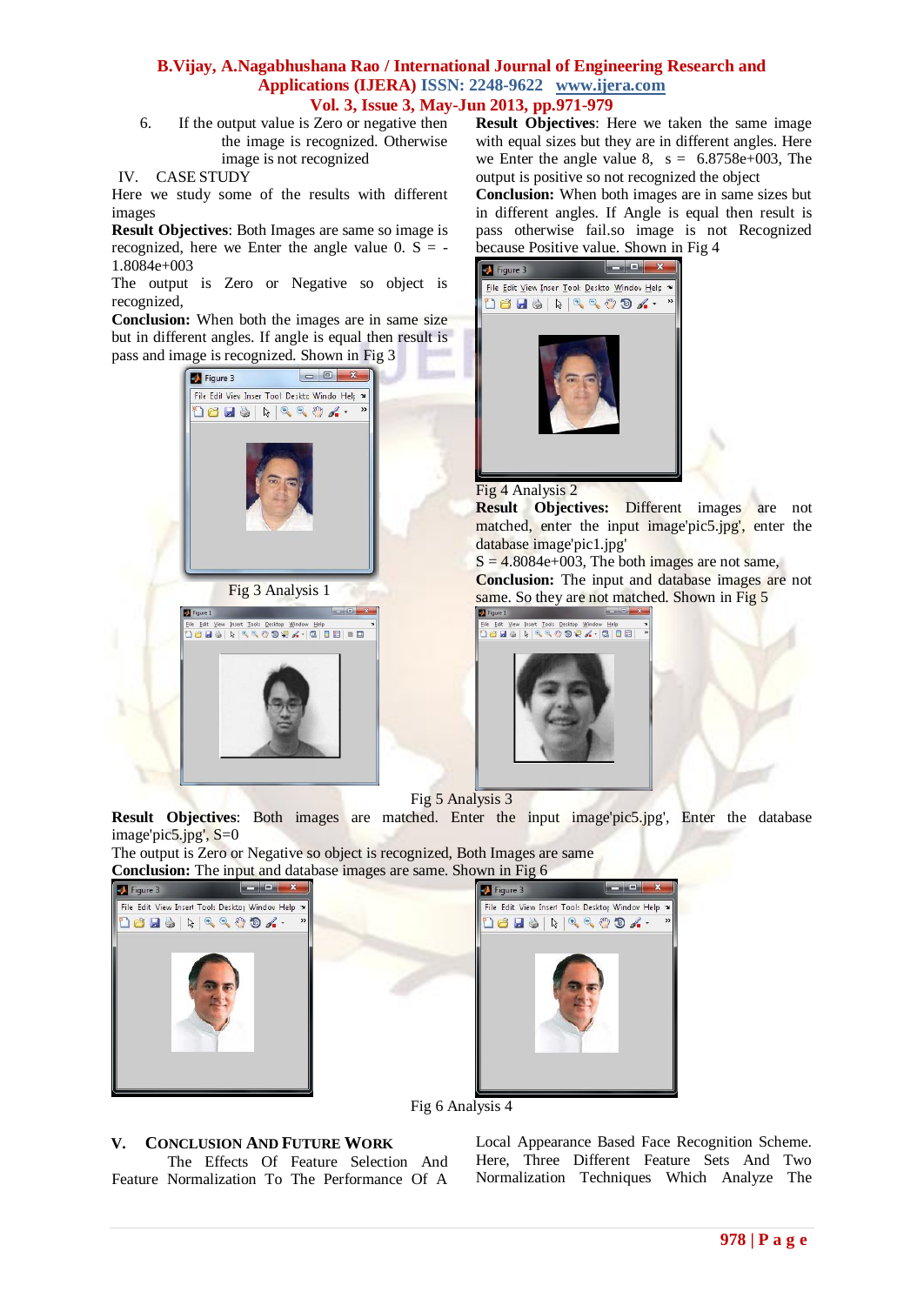6. If the output value is Zero or negative then the image is recognized. Otherwise image is not recognized

IV. CASE STUDY

Here we study some of the results with different images

**Result Objectives**: Both Images are same so image is recognized, here we Enter the angle value 0. S = -1.8084e+003

The output is Zero or Negative so object is recognized,

**Conclusion:** When both the images are in same size but in different angles. If angle is equal then result is pass and image is recognized. Shown in Fig 3

Fig 3 Analysis 1

**Result Objectives**: Here we taken the same image with equal sizes but they are in different angles. Here we Enter the angle value 8, s = 6.8758e+003, The output is positive so not recognized the object

**Conclusion:** When both images are in same sizes but in different angles. If Angle is equal then result is pass otherwise fail.so image is not Recognized because Positive value. Shown in Fig 4

Fig 4 Analysis 2

**Result Objectives:** Different images are not matched, enter the input image'pic5.jpg', enter the database image'pic1.jpg'

S = 4.8084e+003, The both images are not same,

**Conclusion:** The input and database images are not same. So they are not matched. Shown in Fig 5

Fig 5 Analysis 3

**Result Objectives**: Both images are matched. Enter the input image'pic5.jpg', Enter the database image'pic5.jpg', S=0

The output is Zero or Negative so object is recognized, Both Images are same

**Conclusion:** The input and database images are same. Shown in Fig 6

Fig 6 Analysis 4

## V. Conclusion And Future Work

The Effects Of Feature Selection And Feature Normalization To The Performance Of A Local Appearance Based Face Recognition Scheme. Here, Three Different Feature Sets And Two Normalization Techniques Which Analyze The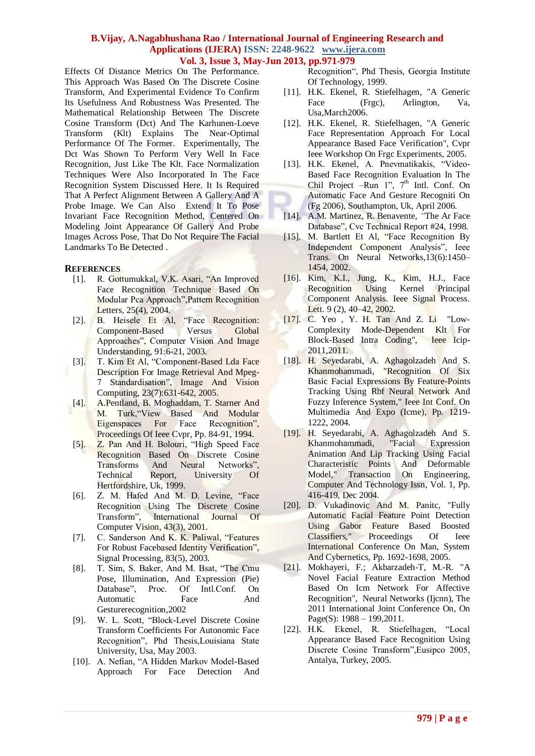Effects Of Distance Metrics On The Performance. This Approach Was Based On The Discrete Cosine Transform, And Experimental Evidence To Confirm Its Usefulness And Robustness Was Presented. The Mathematical Relationship Between The Discrete Cosine Transform (Dct) And The Karhunen-Loeve Transform (Klt) Explains The Near-Optimal Performance Of The Former. Experimentally, The Dct Was Shown To Perform Very Well In Face Recognition, Just Like The Klt. Face Normalization Techniques Were Also Incorporated In The Face Recognition System Discussed Here. It Is Required That A Perfect Alignment Between A Gallery And A Probe Image. We Can Also Extend It To Pose Invariant Face Recognition Method, Centered On Modeling Joint Appearance Of Gallery And Probe Images Across Pose, That Do Not Require The Facial Landmarks To Be Detected .

## REFERENCES

[1]. R. Gottumukkal, V.K. Asari, "An Improved Face Recognition Technique Based On Modular Pca Approach",Pattern Recognition Letters, 25(4), 2004.

[2]. B. Heisele Et Al, "Face Recognition: Component-Based Versus Global Approaches", Computer Vision And Image Understanding, 91:6-21, 2003.

[3]. T. Kim Et Al, "Component-Based Lda Face Description For Image Retrieval And Mpeg-7 Standardisation", Image And Vision Computing, 23(7):631-642, 2005.

[4]. A.Pentland, B. Moghaddam, T. Starner And M. Turk,"View Based And Modular Eigenspaces For Face Recognition", Proceedings Of Ieee Cvpr, Pp. 84-91, 1994.

[5]. Z. Pan And H. Bolouri, "High Speed Face Recognition Based On Discrete Cosine Transforms And Neural Networks", Technical Report, University Of Hertfordshire, Uk, 1999.

[6]. Z. M. Hafed And M. D. Levine, "Face Recognition Using The Discrete Cosine Transform", International Journal Of Computer Vision, 43(3), 2001.

[7]. C. Sanderson And K. K. Paliwal, "Features For Robust Facebased Identity Verification", Signal Processing, 83(5), 2003.

[8]. T. Sim, S. Baker, And M. Bsat, "The Cmu Pose, Illumination, And Expression (Pie) Database", Proc. Of Intl.Conf. On Automatic Face And Gesturerecognition,2002

[9]. W. L. Scott, "Block-Level Discrete Cosine Transform Coefficients For Autonomic Face Recognition", Phd Thesis,Louisiana State University, Usa, May 2003.

[10]. A. Nefian, "A Hidden Markov Model-Based Approach For Face Detection And Recognition", Phd Thesis, Georgia Institute Of Technology, 1999.

[11]. H.K. Ekenel, R. Stiefelhagen, "A Generic Face (Frgc), Arlington, Va, Usa,March2006.

[12]. H.K. Ekenel, R. Stiefelhagen, "A Generic Face Representation Approach For Local Appearance Based Face Verification", Cvpr Ieee Workshop On Frgc Experiments, 2005.

[13]. H.K. Ekenel, A. Pnevmatikakis, "Video-Based Face Recognition Evaluation In The Chil Project –Run 1", 7th Intl. Conf. On Automatic Face And Gesture Recogniti On (Fg 2006), Southampton, Uk, April 2006.

[14]. A.M. Martinez, R. Benavente, "The Ar Face Database", Cvc Technical Report #24, 1998.

[15]. M. Bartlett Et Al, "Face Recognition By Independent Component Analysis", Ieee Trans. On Neural Networks,13(6):1450–1454, 2002.

[16]. Kim, K.I., Jung, K., Kim, H.J., Face Recognition Using Kernel Principal Component Analysis. Ieee Signal Process. Lett. 9 (2), 40–42, 2002.

[17]. C. Yeo , Y. H. Tan And Z. Li "Low-Complexity Mode-Dependent Klt For Block-Based Intra Coding", Ieee Icip-2011,2011.

[18]. H. Seyedarabi, A. Aghagolzadeh And S. Khanmohammadi, "Recognition Of Six Basic Facial Expressions By Feature-Points Tracking Using Rbf Neural Network And Fuzzy Inference System," Ieee Int Conf. On Multimedia And Expo (Icme), Pp. 1219-1222, 2004.

[19]. H. Seyedarabi, A. Aghagolzadeh And S. Khanmohammadi, "Facial Expression Animation And Lip Tracking Using Facial Characteristic Points And Deformable Model," Transaction On Engineering, Computer And Technology Issn, Vol. 1, Pp. 416-419, Dec 2004.

[20]. D. Vukadinovic And M. Panitc, "Fully Automatic Facial Feature Point Detection Using Gabor Feature Based Boosted Classifiers," Proceedings Of Ieee International Conference On Man, System And Cybernetics, Pp. 1692-1698, 2005.

[21]. Mokhayeri, F.; Akbarzadeh-T, M.-R. "A Novel Facial Feature Extraction Method Based On Icm Network For Affective Recognition", Neural Networks (Ijcnn), The 2011 International Joint Conference On, On Page(S): 1988 – 199,2011.

[22]. H.K. Ekenel, R. Stiefelhagen, "Local Appearance Based Face Recognition Using Discrete Cosine Transform",Eusipco 2005, Antalya, Turkey, 2005.